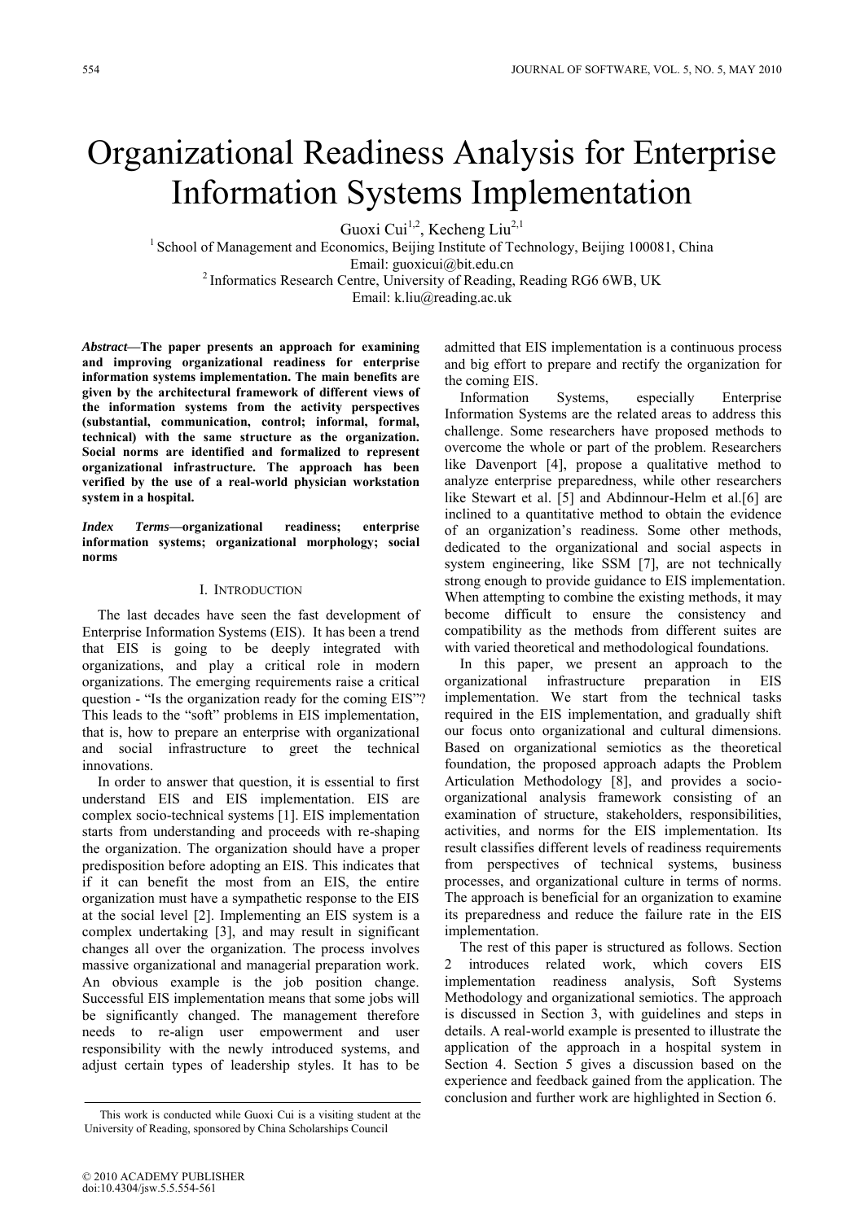# Organizational Readiness Analysis for Enterprise Information Systems Implementation

Guoxi Cui[1,2], Kecheng Liu[2,1]

[1] School of Management and Economics, Beijing Institute of Technology, Beijing 100081, China
Email: guoxicui@bit.edu.cn

[2] Informatics Research Centre, University of Reading, Reading RG6 6WB, UK
Email: k.liu@reading.ac.uk

***Abstract*—The paper presents an approach for examining and improving organizational readiness for enterprise information systems implementation. The main benefits are given by the architectural framework of different views of the information systems from the activity perspectives (substantial, communication, control; informal, formal, technical) with the same structure as the organization. Social norms are identified and formalized to represent organizational infrastructure. The approach has been verified by the use of a real-world physician workstation system in a hospital.**

***Index Terms*—organizational readiness; enterprise information systems; organizational morphology; social norms**

## I. Introduction

The last decades have seen the fast development of Enterprise Information Systems (EIS). It has been a trend that EIS is going to be deeply integrated with organizations, and play a critical role in modern organizations. The emerging requirements raise a critical question - "Is the organization ready for the coming EIS"? This leads to the "soft" problems in EIS implementation, that is, how to prepare an enterprise with organizational and social infrastructure to greet the technical innovations.

In order to answer that question, it is essential to first understand EIS and EIS implementation. EIS are complex socio-technical systems [1]. EIS implementation starts from understanding and proceeds with re-shaping the organization. The organization should have a proper predisposition before adopting an EIS. This indicates that if it can benefit the most from an EIS, the entire organization must have a sympathetic response to the EIS at the social level [2]. Implementing an EIS system is a complex undertaking [3], and may result in significant changes all over the organization. The process involves massive organizational and managerial preparation work. An obvious example is the job position change. Successful EIS implementation means that some jobs will be significantly changed. The management therefore needs to re-align user empowerment and user responsibility with the newly introduced systems, and adjust certain types of leadership styles. It has to be admitted that EIS implementation is a continuous process and big effort to prepare and rectify the organization for the coming EIS.

Information Systems, especially Enterprise Information Systems are the related areas to address this challenge. Some researchers have proposed methods to overcome the whole or part of the problem. Researchers like Davenport [4], propose a qualitative method to analyze enterprise preparedness, while other researchers like Stewart et al. [5] and Abdinnour-Helm et al.[6] are inclined to a quantitative method to obtain the evidence of an organization's readiness. Some other methods, dedicated to the organizational and social aspects in system engineering, like SSM [7], are not technically strong enough to provide guidance to EIS implementation. When attempting to combine the existing methods, it may become difficult to ensure the consistency and compatibility as the methods from different suites are with varied theoretical and methodological foundations.

In this paper, we present an approach to the organizational infrastructure preparation in EIS implementation. We start from the technical tasks required in the EIS implementation, and gradually shift our focus onto organizational and cultural dimensions. Based on organizational semiotics as the theoretical foundation, the proposed approach adapts the Problem Articulation Methodology [8], and provides a socio-organizational analysis framework consisting of an examination of structure, stakeholders, responsibilities, activities, and norms for the EIS implementation. Its result classifies different levels of readiness requirements from perspectives of technical systems, business processes, and organizational culture in terms of norms. The approach is beneficial for an organization to examine its preparedness and reduce the failure rate in the EIS implementation.

The rest of this paper is structured as follows. Section 2 introduces related work, which covers EIS implementation readiness analysis, Soft Systems Methodology and organizational semiotics. The approach is discussed in Section 3, with guidelines and steps in details. A real-world example is presented to illustrate the application of the approach in a hospital system in Section 4. Section 5 gives a discussion based on the experience and feedback gained from the application. The conclusion and further work are highlighted in Section 6.

This work is conducted while Guoxi Cui is a visiting student at the University of Reading, sponsored by China Scholarships Council

© 2010 ACADEMY PUBLISHER
doi:10.4304/jsw.5.5.554-561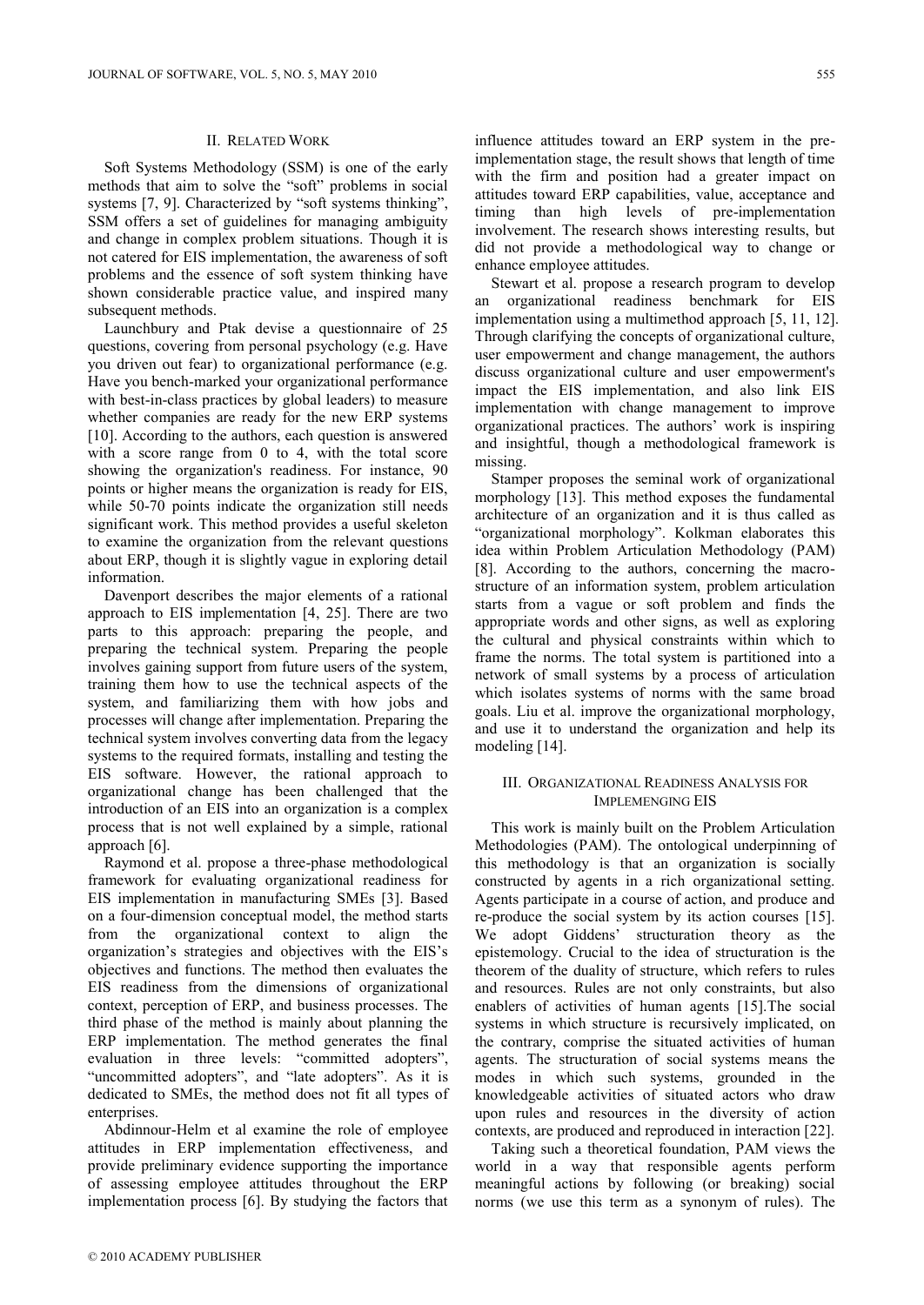## II. RELATED WORK

Soft Systems Methodology (SSM) is one of the early methods that aim to solve the "soft" problems in social systems [7, 9]. Characterized by "soft systems thinking", SSM offers a set of guidelines for managing ambiguity and change in complex problem situations. Though it is not catered for EIS implementation, the awareness of soft problems and the essence of soft system thinking have shown considerable practice value, and inspired many subsequent methods.

Launchbury and Ptak devise a questionnaire of 25 questions, covering from personal psychology (e.g. Have you driven out fear) to organizational performance (e.g. Have you bench-marked your organizational performance with best-in-class practices by global leaders) to measure whether companies are ready for the new ERP systems [10]. According to the authors, each question is answered with a score range from 0 to 4, with the total score showing the organization's readiness. For instance, 90 points or higher means the organization is ready for EIS, while 50-70 points indicate the organization still needs significant work. This method provides a useful skeleton to examine the organization from the relevant questions about ERP, though it is slightly vague in exploring detail information.

Davenport describes the major elements of a rational approach to EIS implementation [4, 25]. There are two parts to this approach: preparing the people, and preparing the technical system. Preparing the people involves gaining support from future users of the system, training them how to use the technical aspects of the system, and familiarizing them with how jobs and processes will change after implementation. Preparing the technical system involves converting data from the legacy systems to the required formats, installing and testing the EIS software. However, the rational approach to organizational change has been challenged that the introduction of an EIS into an organization is a complex process that is not well explained by a simple, rational approach [6].

Raymond et al. propose a three-phase methodological framework for evaluating organizational readiness for EIS implementation in manufacturing SMEs [3]. Based on a four-dimension conceptual model, the method starts from the organizational context to align the organization's strategies and objectives with the EIS's objectives and functions. The method then evaluates the EIS readiness from the dimensions of organizational context, perception of ERP, and business processes. The third phase of the method is mainly about planning the ERP implementation. The method generates the final evaluation in three levels: "committed adopters", "uncommitted adopters", and "late adopters". As it is dedicated to SMEs, the method does not fit all types of enterprises.

Abdinnour-Helm et al examine the role of employee attitudes in ERP implementation effectiveness, and provide preliminary evidence supporting the importance of assessing employee attitudes throughout the ERP implementation process [6]. By studying the factors that influence attitudes toward an ERP system in the pre-implementation stage, the result shows that length of time with the firm and position had a greater impact on attitudes toward ERP capabilities, value, acceptance and timing than high levels of pre-implementation involvement. The research shows interesting results, but did not provide a methodological way to change or enhance employee attitudes.

Stewart et al. propose a research program to develop an organizational readiness benchmark for EIS implementation using a multimethod approach [5, 11, 12]. Through clarifying the concepts of organizational culture, user empowerment and change management, the authors discuss organizational culture and user empowerment's impact the EIS implementation, and also link EIS implementation with change management to improve organizational practices. The authors' work is inspiring and insightful, though a methodological framework is missing.

Stamper proposes the seminal work of organizational morphology [13]. This method exposes the fundamental architecture of an organization and it is thus called as "organizational morphology". Kolkman elaborates this idea within Problem Articulation Methodology (PAM) [8]. According to the authors, concerning the macro-structure of an information system, problem articulation starts from a vague or soft problem and finds the appropriate words and other signs, as well as exploring the cultural and physical constraints within which to frame the norms. The total system is partitioned into a network of small systems by a process of articulation which isolates systems of norms with the same broad goals. Liu et al. improve the organizational morphology, and use it to understand the organization and help its modeling [14].

## III. ORGANIZATIONAL READINESS ANALYSIS FOR IMPLEMENGING EIS

This work is mainly built on the Problem Articulation Methodologies (PAM). The ontological underpinning of this methodology is that an organization is socially constructed by agents in a rich organizational setting. Agents participate in a course of action, and produce and re-produce the social system by its action courses [15]. We adopt Giddens' structuration theory as the epistemology. Crucial to the idea of structuration is the theorem of the duality of structure, which refers to rules and resources. Rules are not only constraints, but also enablers of activities of human agents [15].The social systems in which structure is recursively implicated, on the contrary, comprise the situated activities of human agents. The structuration of social systems means the modes in which such systems, grounded in the knowledgeable activities of situated actors who draw upon rules and resources in the diversity of action contexts, are produced and reproduced in interaction [22].

Taking such a theoretical foundation, PAM views the world in a way that responsible agents perform meaningful actions by following (or breaking) social norms (we use this term as a synonym of rules). The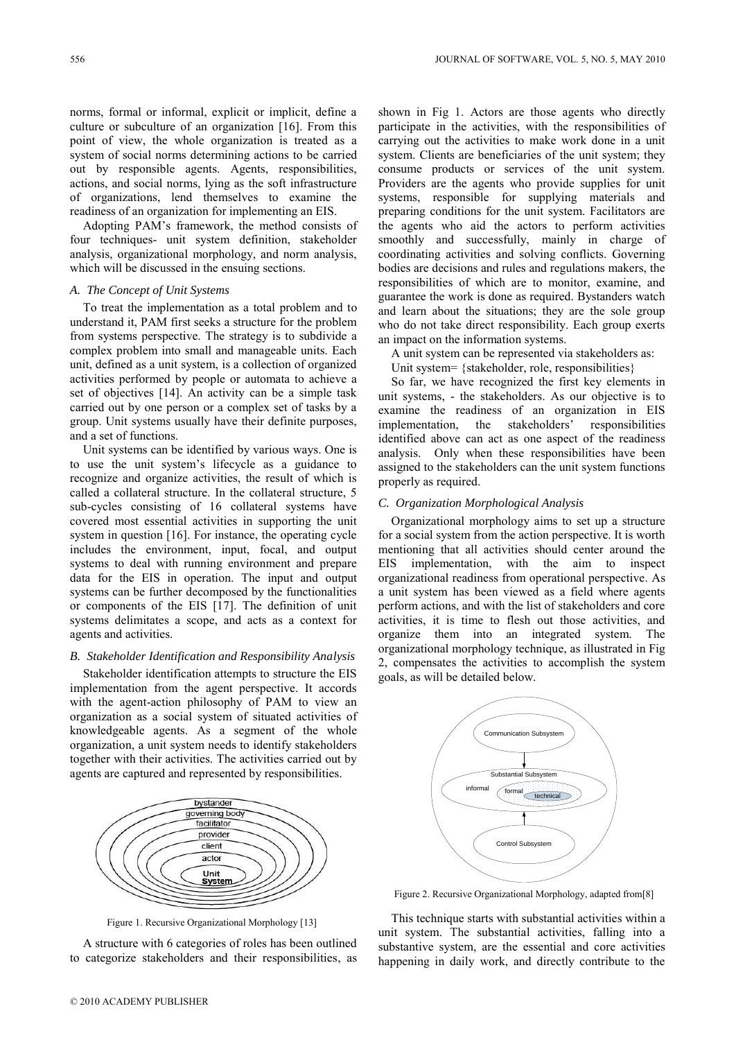norms, formal or informal, explicit or implicit, define a culture or subculture of an organization [16]. From this point of view, the whole organization is treated as a system of social norms determining actions to be carried out by responsible agents. Agents, responsibilities, actions, and social norms, lying as the soft infrastructure of organizations, lend themselves to examine the readiness of an organization for implementing an EIS.

Adopting PAM's framework, the method consists of four techniques- unit system definition, stakeholder analysis, organizational morphology, and norm analysis, which will be discussed in the ensuing sections.

### *A. The Concept of Unit Systems*

To treat the implementation as a total problem and to understand it, PAM first seeks a structure for the problem from systems perspective. The strategy is to subdivide a complex problem into small and manageable units. Each unit, defined as a unit system, is a collection of organized activities performed by people or automata to achieve a set of objectives [14]. An activity can be a simple task carried out by one person or a complex set of tasks by a group. Unit systems usually have their definite purposes, and a set of functions.

Unit systems can be identified by various ways. One is to use the unit system's lifecycle as a guidance to recognize and organize activities, the result of which is called a collateral structure. In the collateral structure, 5 sub-cycles consisting of 16 collateral systems have covered most essential activities in supporting the unit system in question [16]. For instance, the operating cycle includes the environment, input, focal, and output systems to deal with running environment and prepare data for the EIS in operation. The input and output systems can be further decomposed by the functionalities or components of the EIS [17]. The definition of unit systems delimitates a scope, and acts as a context for agents and activities.

### *B. Stakeholder Identification and Responsibility Analysis*

Stakeholder identification attempts to structure the EIS implementation from the agent perspective. It accords with the agent-action philosophy of PAM to view an organization as a social system of situated activities of knowledgeable agents. As a segment of the whole organization, a unit system needs to identify stakeholders together with their activities. The activities carried out by agents are captured and represented by responsibilities.

Figure 1. Recursive Organizational Morphology [13]

A structure with 6 categories of roles has been outlined to categorize stakeholders and their responsibilities, as shown in Fig 1. Actors are those agents who directly participate in the activities, with the responsibilities of carrying out the activities to make work done in a unit system. Clients are beneficiaries of the unit system; they consume products or services of the unit system. Providers are the agents who provide supplies for unit systems, responsible for supplying materials and preparing conditions for the unit system. Facilitators are the agents who aid the actors to perform activities smoothly and successfully, mainly in charge of coordinating activities and solving conflicts. Governing bodies are decisions and rules and regulations makers, the responsibilities of which are to monitor, examine, and guarantee the work is done as required. Bystanders watch and learn about the situations; they are the sole group who do not take direct responsibility. Each group exerts an impact on the information systems.

A unit system can be represented via stakeholders as:

Unit system= {stakeholder, role, responsibilities}

So far, we have recognized the first key elements in unit systems, - the stakeholders. As our objective is to examine the readiness of an organization in EIS implementation, the stakeholders' responsibilities identified above can act as one aspect of the readiness analysis. Only when these responsibilities have been assigned to the stakeholders can the unit system functions properly as required.

### *C. Organization Morphological Analysis*

Organizational morphology aims to set up a structure for a social system from the action perspective. It is worth mentioning that all activities should center around the EIS implementation, with the aim to inspect organizational readiness from operational perspective. As a unit system has been viewed as a field where agents perform actions, and with the list of stakeholders and core activities, it is time to flesh out those activities, and organize them into an integrated system. The organizational morphology technique, as illustrated in Fig 2, compensates the activities to accomplish the system goals, as will be detailed below.

Figure 2. Recursive Organizational Morphology, adapted from[8]

This technique starts with substantial activities within a unit system. The substantial activities, falling into a substantive system, are the essential and core activities happening in daily work, and directly contribute to the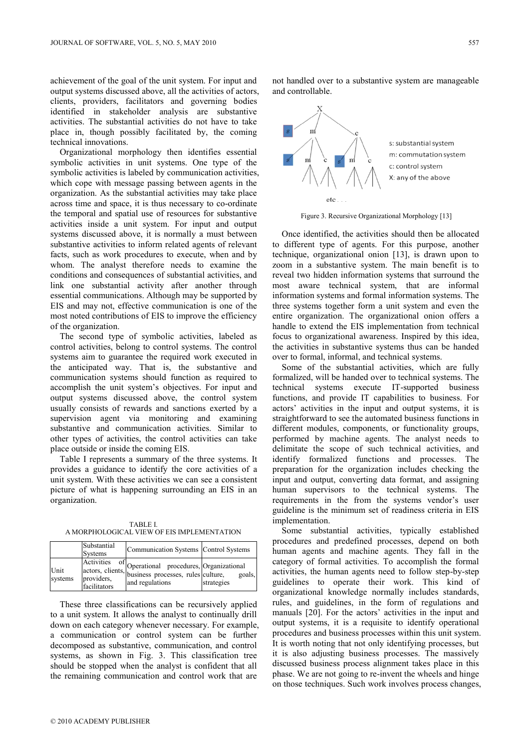achievement of the goal of the unit system. For input and output systems discussed above, all the activities of actors, clients, providers, facilitators and governing bodies identified in stakeholder analysis are substantive activities. The substantial activities do not have to take place in, though possibly facilitated by, the coming technical innovations.

Organizational morphology then identifies essential symbolic activities in unit systems. One type of the symbolic activities is labeled by communication activities, which cope with message passing between agents in the organization. As the substantial activities may take place across time and space, it is thus necessary to co-ordinate the temporal and spatial use of resources for substantive activities inside a unit system. For input and output systems discussed above, it is normally a must between substantive activities to inform related agents of relevant facts, such as work procedures to execute, when and by whom. The analyst therefore needs to examine the conditions and consequences of substantial activities, and link one substantial activity after another through essential communications. Although may be supported by EIS and may not, effective communication is one of the most noted contributions of EIS to improve the efficiency of the organization.

The second type of symbolic activities, labeled as control activities, belong to control systems. The control systems aim to guarantee the required work executed in the anticipated way. That is, the substantive and communication systems should function as required to accomplish the unit system's objectives. For input and output systems discussed above, the control system usually consists of rewards and sanctions exerted by a supervision agent via monitoring and examining substantive and communication activities. Similar to other types of activities, the control activities can take place outside or inside the coming EIS.

Table I represents a summary of the three systems. It provides a guidance to identify the core activities of a unit system. With these activities we can see a consistent picture of what is happening surrounding an EIS in an organization.

TABLE I.
A MORPHOLOGICAL VIEW OF EIS IMPLEMENTATION

| | Substantial Systems | Communication Systems | Control Systems |
|---|---|---|---|
| Unit systems | Activities of actors, clients, providers, facilitators | Operational procedures, business processes, rules and regulations | Organizational culture, goals, strategies |

These three classifications can be recursively applied to a unit system. It allows the analyst to continually drill down on each category whenever necessary. For example, a communication or control system can be further decomposed as substantive, communication, and control systems, as shown in Fig. 3. This classification tree should be stopped when the analyst is confident that all the remaining communication and control work that are not handled over to a substantive system are manageable and controllable.

s: substantial system
m: commutation system
c: control system
X: any of the above

Figure 3. Recursive Organizational Morphology [13]

Once identified, the activities should then be allocated to different type of agents. For this purpose, another technique, organizational onion [13], is drawn upon to zoom in a substantive system. The main benefit is to reveal two hidden information systems that surround the most aware technical system, that are informal information systems and formal information systems. The three systems together form a unit system and even the entire organization. The organizational onion offers a handle to extend the EIS implementation from technical focus to organizational awareness. Inspired by this idea, the activities in substantive systems thus can be handed over to formal, informal, and technical systems.

Some of the substantial activities, which are fully formalized, will be handed over to technical systems. The technical systems execute IT-supported business functions, and provide IT capabilities to business. For actors' activities in the input and output systems, it is straightforward to see the automated business functions in different modules, components, or functionality groups, performed by machine agents. The analyst needs to delimitate the scope of such technical activities, and identify formalized functions and processes. The preparation for the organization includes checking the input and output, converting data format, and assigning human supervisors to the technical systems. The requirements in the from the systems vendor's user guideline is the minimum set of readiness criteria in EIS implementation.

Some substantial activities, typically established procedures and predefined processes, depend on both human agents and machine agents. They fall in the category of formal activities. To accomplish the formal activities, the human agents need to follow step-by-step guidelines to operate their work. This kind of organizational knowledge normally includes standards, rules, and guidelines, in the form of regulations and manuals [20]. For the actors' activities in the input and output systems, it is a requisite to identify operational procedures and business processes within this unit system. It is worth noting that not only identifying processes, but it is also adjusting business processes. The massively discussed business process alignment takes place in this phase. We are not going to re-invent the wheels and hinge on those techniques. Such work involves process changes,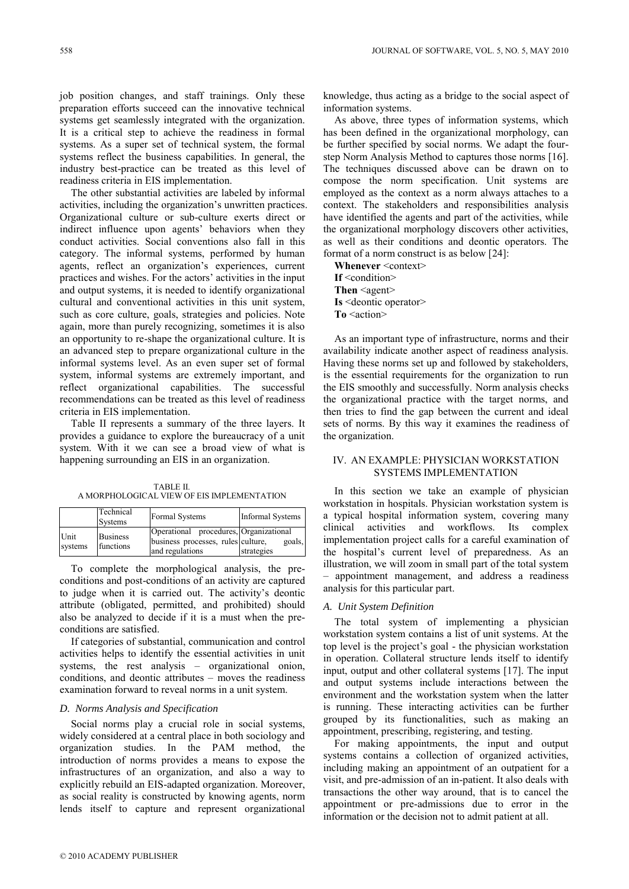job position changes, and staff trainings. Only these preparation efforts succeed can the innovative technical systems get seamlessly integrated with the organization. It is a critical step to achieve the readiness in formal systems. As a super set of technical system, the formal systems reflect the business capabilities. In general, the industry best-practice can be treated as this level of readiness criteria in EIS implementation.

The other substantial activities are labeled by informal activities, including the organization's unwritten practices. Organizational culture or sub-culture exerts direct or indirect influence upon agents' behaviors when they conduct activities. Social conventions also fall in this category. The informal systems, performed by human agents, reflect an organization's experiences, current practices and wishes. For the actors' activities in the input and output systems, it is needed to identify organizational cultural and conventional activities in this unit system, such as core culture, goals, strategies and policies. Note again, more than purely recognizing, sometimes it is also an opportunity to re-shape the organizational culture. It is an advanced step to prepare organizational culture in the informal systems level. As an even super set of formal system, informal systems are extremely important, and reflect organizational capabilities. The successful recommendations can be treated as this level of readiness criteria in EIS implementation.

Table II represents a summary of the three layers. It provides a guidance to explore the bureaucracy of a unit system. With it we can see a broad view of what is happening surrounding an EIS in an organization.

TABLE II.
A MORPHOLOGICAL VIEW OF EIS IMPLEMENTATION

| | Technical Systems | Formal Systems | Informal Systems |
|---|---|---|---|
| Unit systems | Business functions | Operational procedures, business processes, rules and regulations | Organizational culture, goals, strategies |

To complete the morphological analysis, the pre-conditions and post-conditions of an activity are captured to judge when it is carried out. The activity's deontic attribute (obligated, permitted, and prohibited) should also be analyzed to decide if it is a must when the pre-conditions are satisfied.

If categories of substantial, communication and control activities helps to identify the essential activities in unit systems, the rest analysis – organizational onion, conditions, and deontic attributes – moves the readiness examination forward to reveal norms in a unit system.

### *D. Norms Analysis and Specification*

Social norms play a crucial role in social systems, widely considered at a central place in both sociology and organization studies. In the PAM method, the introduction of norms provides a means to expose the infrastructures of an organization, and also a way to explicitly rebuild an EIS-adapted organization. Moreover, as social reality is constructed by knowing agents, norm lends itself to capture and represent organizational knowledge, thus acting as a bridge to the social aspect of information systems.

As above, three types of information systems, which has been defined in the organizational morphology, can be further specified by social norms. We adapt the four-step Norm Analysis Method to captures those norms [16]. The techniques discussed above can be drawn on to compose the norm specification. Unit systems are employed as the context as a norm always attaches to a context. The stakeholders and responsibilities analysis have identified the agents and part of the activities, while the organizational morphology discovers other activities, as well as their conditions and deontic operators. The format of a norm construct is as below [24]:

**Whenever** <context>  
**If** <condition>  
**Then** <agent>  
**Is** <deontic operator>  
**To** <action>

As an important type of infrastructure, norms and their availability indicate another aspect of readiness analysis. Having these norms set up and followed by stakeholders, is the essential requirements for the organization to run the EIS smoothly and successfully. Norm analysis checks the organizational practice with the target norms, and then tries to find the gap between the current and ideal sets of norms. By this way it examines the readiness of the organization.

## IV. AN EXAMPLE: PHYSICIAN WORKSTATION SYSTEMS IMPLEMENTATION

In this section we take an example of physician workstation in hospitals. Physician workstation system is a typical hospital information system, covering many clinical activities and workflows. Its complex implementation project calls for a careful examination of the hospital's current level of preparedness. As an illustration, we will zoom in small part of the total system – appointment management, and address a readiness analysis for this particular part.

### *A. Unit System Definition*

The total system of implementing a physician workstation system contains a list of unit systems. At the top level is the project's goal - the physician workstation in operation. Collateral structure lends itself to identify input, output and other collateral systems [17]. The input and output systems include interactions between the environment and the workstation system when the latter is running. These interacting activities can be further grouped by its functionalities, such as making an appointment, prescribing, registering, and testing.

For making appointments, the input and output systems contains a collection of organized activities, including making an appointment of an outpatient for a visit, and pre-admission of an in-patient. It also deals with transactions the other way around, that is to cancel the appointment or pre-admissions due to error in the information or the decision not to admit patient at all.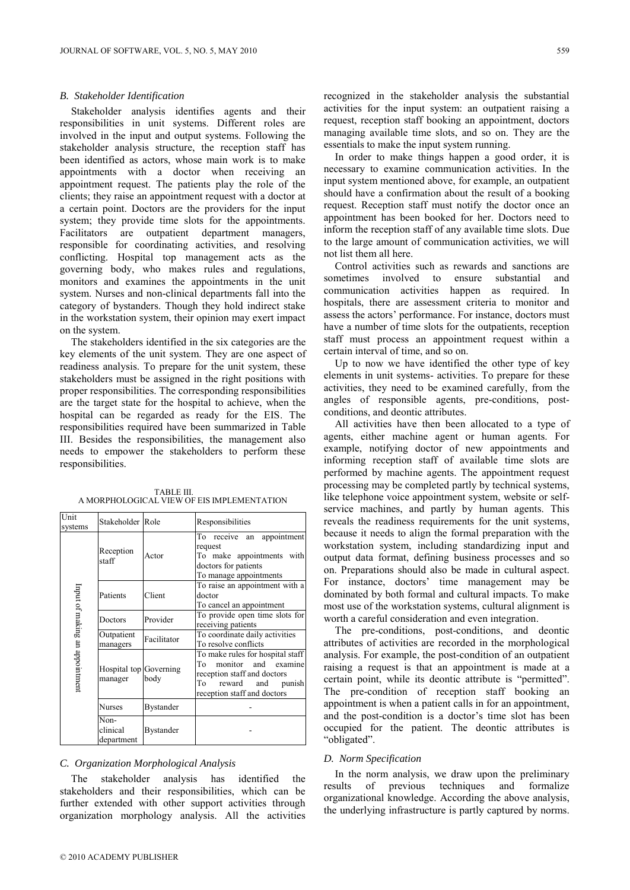### *B. Stakeholder Identification*

Stakeholder analysis identifies agents and their responsibilities in unit systems. Different roles are involved in the input and output systems. Following the stakeholder analysis structure, the reception staff has been identified as actors, whose main work is to make appointments with a doctor when receiving an appointment request. The patients play the role of the clients; they raise an appointment request with a doctor at a certain point. Doctors are the providers for the input system; they provide time slots for the appointments. Facilitators are outpatient department managers, responsible for coordinating activities, and resolving conflicting. Hospital top management acts as the governing body, who makes rules and regulations, monitors and examines the appointments in the unit system. Nurses and non-clinical departments fall into the category of bystanders. Though they hold indirect stake in the workstation system, their opinion may exert impact on the system.

The stakeholders identified in the six categories are the key elements of the unit system. They are one aspect of readiness analysis. To prepare for the unit system, these stakeholders must be assigned in the right positions with proper responsibilities. The corresponding responsibilities are the target state for the hospital to achieve, when the hospital can be regarded as ready for the EIS. The responsibilities required have been summarized in Table III. Besides the responsibilities, the management also needs to empower the stakeholders to perform these responsibilities.

TABLE III.
A MORPHOLOGICAL VIEW OF EIS IMPLEMENTATION

| Unit systems | Stakeholder | Role | Responsibilities |
|---|---|---|---|
| Input of making an appointment | Reception staff | Actor | To receive an appointment request<br>To make appointments with doctors for patients<br>To manage appointments |
| | Patients | Client | To raise an appointment with a doctor<br>To cancel an appointment |
| | Doctors | Provider | To provide open time slots for receiving patients |
| | Outpatient managers | Facilitator | To coordinate daily activities<br>To resolve conflicts |
| | Hospital top manager | Governing body | To make rules for hospital staff<br>To monitor and examine reception staff and doctors<br>To reward and punish reception staff and doctors |
| | Nurses | Bystander | - |
| | Non-clinical department | Bystander | - |

### *C. Organization Morphological Analysis*

The stakeholder analysis has identified the stakeholders and their responsibilities, which can be further extended with other support activities through organization morphology analysis. All the activities recognized in the stakeholder analysis the substantial activities for the input system: an outpatient raising a request, reception staff booking an appointment, doctors managing available time slots, and so on. They are the essentials to make the input system running.

In order to make things happen a good order, it is necessary to examine communication activities. In the input system mentioned above, for example, an outpatient should have a confirmation about the result of a booking request. Reception staff must notify the doctor once an appointment has been booked for her. Doctors need to inform the reception staff of any available time slots. Due to the large amount of communication activities, we will not list them all here.

Control activities such as rewards and sanctions are sometimes involved to ensure substantial and communication activities happen as required. In hospitals, there are assessment criteria to monitor and assess the actors' performance. For instance, doctors must have a number of time slots for the outpatients, reception staff must process an appointment request within a certain interval of time, and so on.

Up to now we have identified the other type of key elements in unit systems- activities. To prepare for these activities, they need to be examined carefully, from the angles of responsible agents, pre-conditions, post-conditions, and deontic attributes.

All activities have then been allocated to a type of agents, either machine agent or human agents. For example, notifying doctor of new appointments and informing reception staff of available time slots are performed by machine agents. The appointment request processing may be completed partly by technical systems, like telephone voice appointment system, website or self-service machines, and partly by human agents. This reveals the readiness requirements for the unit systems, because it needs to align the formal preparation with the workstation system, including standardizing input and output data format, defining business processes and so on. Preparations should also be made in cultural aspect. For instance, doctors' time management may be dominated by both formal and cultural impacts. To make most use of the workstation systems, cultural alignment is worth a careful consideration and even integration.

The pre-conditions, post-conditions, and deontic attributes of activities are recorded in the morphological analysis. For example, the post-condition of an outpatient raising a request is that an appointment is made at a certain point, while its deontic attribute is "permitted". The pre-condition of reception staff booking an appointment is when a patient calls in for an appointment, and the post-condition is a doctor's time slot has been occupied for the patient. The deontic attributes is "obligated".

### *D. Norm Specification*

In the norm analysis, we draw upon the preliminary results of previous techniques and formalize organizational knowledge. According the above analysis, the underlying infrastructure is partly captured by norms.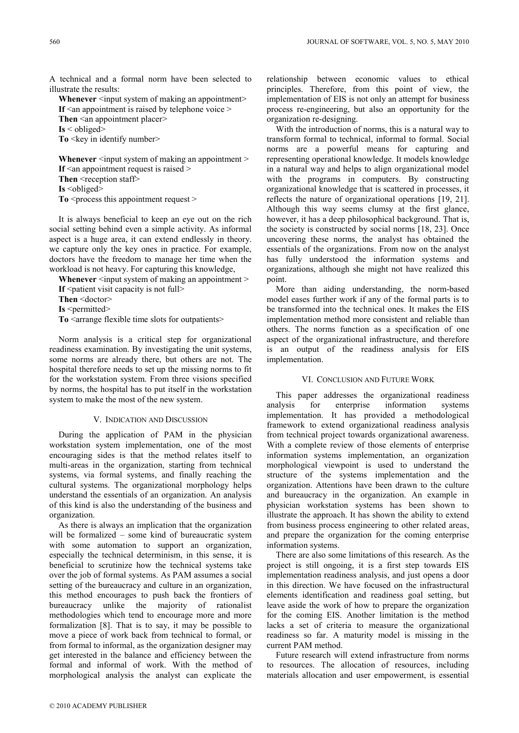A technical and a formal norm have been selected to illustrate the results:

**Whenever** <input system of making an appointment>
**If** <an appointment is raised by telephone voice >
**Then** <an appointment placer>
**Is** < obliged>
**To** <key in identify number>

**Whenever** <input system of making an appointment >
**If** <an appointment request is raised >
**Then** <reception staff>
**Is** <obliged>
**To** <process this appointment request >

It is always beneficial to keep an eye out on the rich social setting behind even a simple activity. As informal aspect is a huge area, it can extend endlessly in theory. we capture only the key ones in practice. For example, doctors have the freedom to manage her time when the workload is not heavy. For capturing this knowledge,

**Whenever** <input system of making an appointment >
**If** <patient visit capacity is not full>
**Then** <doctor>
**Is** <permitted>
**To** <arrange flexible time slots for outpatients>

Norm analysis is a critical step for organizational readiness examination. By investigating the unit systems, some norms are already there, but others are not. The hospital therefore needs to set up the missing norms to fit for the workstation system. From three visions specified by norms, the hospital has to put itself in the workstation system to make the most of the new system.

## V. Indication and Discussion

During the application of PAM in the physician workstation system implementation, one of the most encouraging sides is that the method relates itself to multi-areas in the organization, starting from technical systems, via formal systems, and finally reaching the cultural systems. The organizational morphology helps understand the essentials of an organization. An analysis of this kind is also the understanding of the business and organization.

As there is always an implication that the organization will be formalized – some kind of bureaucratic system with some automation to support an organization, especially the technical determinism, in this sense, it is beneficial to scrutinize how the technical systems take over the job of formal systems. As PAM assumes a social setting of the bureaucracy and culture in an organization, this method encourages to push back the frontiers of bureaucracy unlike the majority of rationalist methodologies which tend to encourage more and more formalization [8]. That is to say, it may be possible to move a piece of work back from technical to formal, or from formal to informal, as the organization designer may get interested in the balance and efficiency between the formal and informal of work. With the method of morphological analysis the analyst can explicate the relationship between economic values to ethical principles. Therefore, from this point of view, the implementation of EIS is not only an attempt for business process re-engineering, but also an opportunity for the organization re-designing.

With the introduction of norms, this is a natural way to transform formal to technical, informal to formal. Social norms are a powerful means for capturing and representing operational knowledge. It models knowledge in a natural way and helps to align organizational model with the programs in computers. By constructing organizational knowledge that is scattered in processes, it reflects the nature of organizational operations [19, 21]. Although this way seems clumsy at the first glance, however, it has a deep philosophical background. That is, the society is constructed by social norms [18, 23]. Once uncovering these norms, the analyst has obtained the essentials of the organizations. From now on the analyst has fully understood the information systems and organizations, although she might not have realized this point.

More than aiding understanding, the norm-based model eases further work if any of the formal parts is to be transformed into the technical ones. It makes the EIS implementation method more consistent and reliable than others. The norms function as a specification of one aspect of the organizational infrastructure, and therefore is an output of the readiness analysis for EIS implementation.

## VI. Conclusion and Future Work

This paper addresses the organizational readiness analysis for enterprise information systems implementation. It has provided a methodological framework to extend organizational readiness analysis from technical project towards organizational awareness. With a complete review of those elements of enterprise information systems implementation, an organization morphological viewpoint is used to understand the structure of the systems implementation and the organization. Attentions have been drawn to the culture and bureaucracy in the organization. An example in physician workstation systems has been shown to illustrate the approach. It has shown the ability to extend from business process engineering to other related areas, and prepare the organization for the coming enterprise information systems.

There are also some limitations of this research. As the project is still ongoing, it is a first step towards EIS implementation readiness analysis, and just opens a door in this direction. We have focused on the infrastructural elements identification and readiness goal setting, but leave aside the work of how to prepare the organization for the coming EIS. Another limitation is the method lacks a set of criteria to measure the organizational readiness so far. A maturity model is missing in the current PAM method.

Future research will extend infrastructure from norms to resources. The allocation of resources, including materials allocation and user empowerment, is essential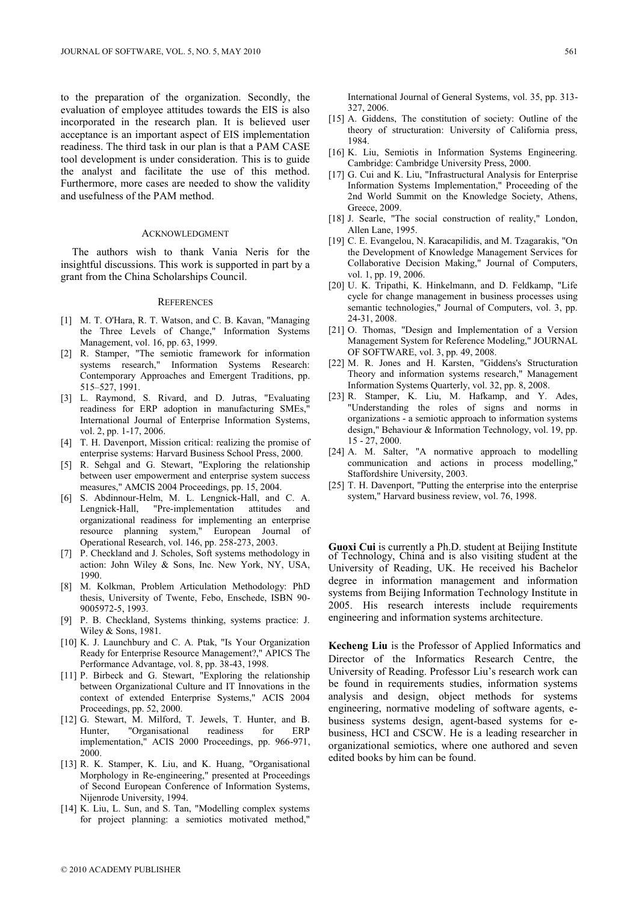to the preparation of the organization. Secondly, the evaluation of employee attitudes towards the EIS is also incorporated in the research plan. It is believed user acceptance is an important aspect of EIS implementation readiness. The third task in our plan is that a PAM CASE tool development is under consideration. This is to guide the analyst and facilitate the use of this method. Furthermore, more cases are needed to show the validity and usefulness of the PAM method.

## ACKNOWLEDGMENT

The authors wish to thank Vania Neris for the insightful discussions. This work is supported in part by a grant from the China Scholarships Council.

## REFERENCES

[1] M. T. O'Hara, R. T. Watson, and C. B. Kavan, "Managing the Three Levels of Change," Information Systems Management, vol. 16, pp. 63, 1999.

[2] R. Stamper, "The semiotic framework for information systems research," Information Systems Research: Contemporary Approaches and Emergent Traditions, pp. 515–527, 1991.

[3] L. Raymond, S. Rivard, and D. Jutras, "Evaluating readiness for ERP adoption in manufacturing SMEs," International Journal of Enterprise Information Systems, vol. 2, pp. 1-17, 2006.

[4] T. H. Davenport, Mission critical: realizing the promise of enterprise systems: Harvard Business School Press, 2000.

[5] R. Sehgal and G. Stewart, "Exploring the relationship between user empowerment and enterprise system success measures," AMCIS 2004 Proceedings, pp. 15, 2004.

[6] S. Abdinnour-Helm, M. L. Lengnick-Hall, and C. A. Lengnick-Hall, "Pre-implementation attitudes and organizational readiness for implementing an enterprise resource planning system," European Journal of Operational Research, vol. 146, pp. 258-273, 2003.

[7] P. Checkland and J. Scholes, Soft systems methodology in action: John Wiley & Sons, Inc. New York, NY, USA, 1990.

[8] M. Kolkman, Problem Articulation Methodology: PhD thesis, University of Twente, Febo, Enschede, ISBN 90-9005972-5, 1993.

[9] P. B. Checkland, Systems thinking, systems practice: J. Wiley & Sons, 1981.

[10] K. J. Launchbury and C. A. Ptak, "Is Your Organization Ready for Enterprise Resource Management?," APICS The Performance Advantage, vol. 8, pp. 38-43, 1998.

[11] P. Birbeck and G. Stewart, "Exploring the relationship between Organizational Culture and IT Innovations in the context of extended Enterprise Systems," ACIS 2004 Proceedings, pp. 52, 2000.

[12] G. Stewart, M. Milford, T. Jewels, T. Hunter, and B. Hunter, "Organisational readiness for ERP implementation," ACIS 2000 Proceedings, pp. 966-971, 2000.

[13] R. K. Stamper, K. Liu, and K. Huang, "Organisational Morphology in Re-engineering," presented at Proceedings of Second European Conference of Information Systems, Nijenrode University, 1994.

[14] K. Liu, L. Sun, and S. Tan, "Modelling complex systems for project planning: a semiotics motivated method," International Journal of General Systems, vol. 35, pp. 313-327, 2006.

[15] A. Giddens, The constitution of society: Outline of the theory of structuration: University of California press, 1984.

[16] K. Liu, Semiotis in Information Systems Engineering. Cambridge: Cambridge University Press, 2000.

[17] G. Cui and K. Liu, "Infrastructural Analysis for Enterprise Information Systems Implementation," Proceeding of the 2nd World Summit on the Knowledge Society, Athens, Greece, 2009.

[18] J. Searle, "The social construction of reality," London, Allen Lane, 1995.

[19] C. E. Evangelou, N. Karacapilidis, and M. Tzagarakis, "On the Development of Knowledge Management Services for Collaborative Decision Making," Journal of Computers, vol. 1, pp. 19, 2006.

[20] U. K. Tripathi, K. Hinkelmann, and D. Feldkamp, "Life cycle for change management in business processes using semantic technologies," Journal of Computers, vol. 3, pp. 24-31, 2008.

[21] O. Thomas, "Design and Implementation of a Version Management System for Reference Modeling," JOURNAL OF SOFTWARE, vol. 3, pp. 49, 2008.

[22] M. R. Jones and H. Karsten, "Giddens's Structuration Theory and information systems research," Management Information Systems Quarterly, vol. 32, pp. 8, 2008.

[23] R. Stamper, K. Liu, M. Hafkamp, and Y. Ades, "Understanding the roles of signs and norms in organizations - a semiotic approach to information systems design," Behaviour & Information Technology, vol. 19, pp. 15 - 27, 2000.

[24] A. M. Salter, "A normative approach to modelling communication and actions in process modelling," Staffordshire University, 2003.

[25] T. H. Davenport, "Putting the enterprise into the enterprise system," Harvard business review, vol. 76, 1998.

**Guoxi Cui** is currently a Ph.D. student at Beijing Institute of Technology, China and is also visiting student at the University of Reading, UK. He received his Bachelor degree in information management and information systems from Beijing Information Technology Institute in 2005. His research interests include requirements engineering and information systems architecture.

**Kecheng Liu** is the Professor of Applied Informatics and Director of the Informatics Research Centre, the University of Reading. Professor Liu's research work can be found in requirements studies, information systems analysis and design, object methods for systems engineering, normative modeling of software agents, e-business systems design, agent-based systems for e-business, HCI and CSCW. He is a leading researcher in organizational semiotics, where one authored and seven edited books by him can be found.